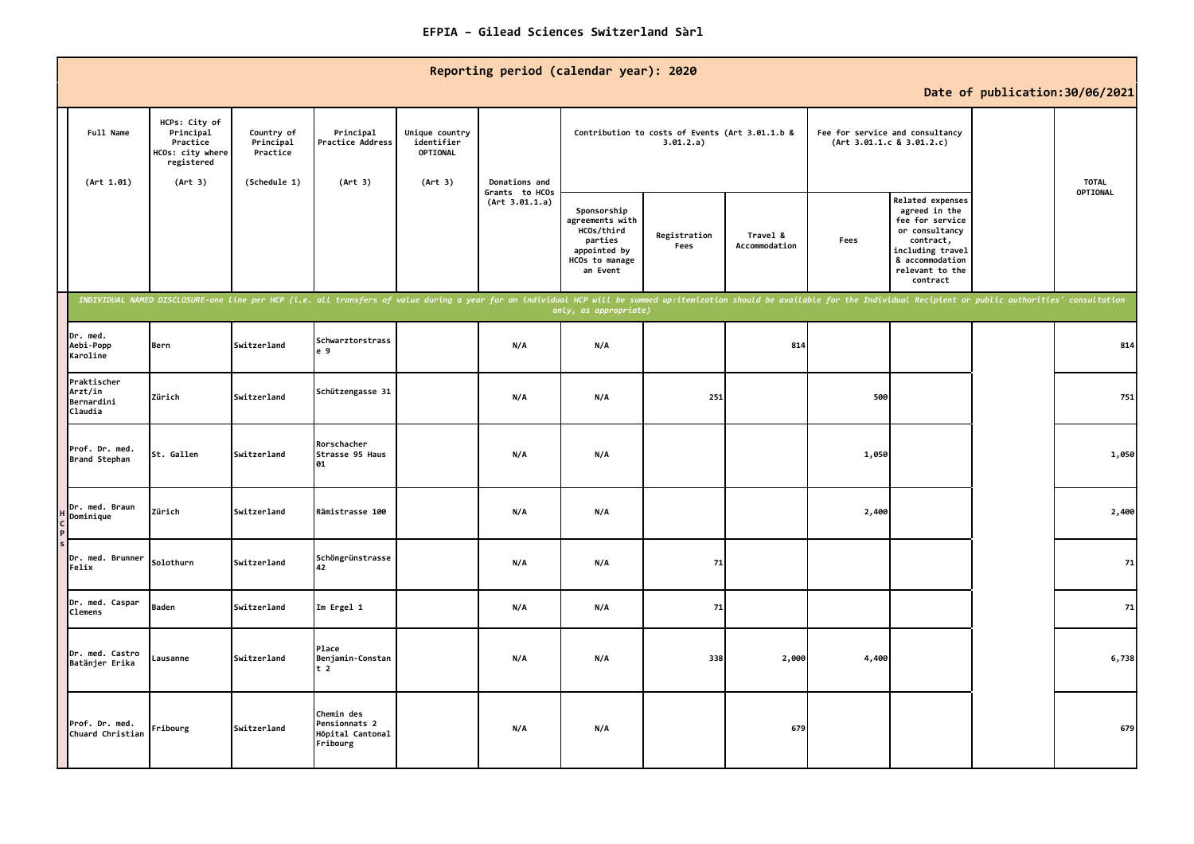# EFPIA – Gilead Sciences Switzerland Sàrl

| Reporting period (calendar year): 2020 | | | | | | | | | | | | | |
|---|---|---|---|---|---|---|---|---|---|---|---|---|---|
| Date of publication:30/06/2021 | | | | | | | | | | | | | |
| | Full Name (Art 1.01) | HCPs: City of Principal Practice HCOs: city where registered (Art 3) | Country of Principal Practice (Schedule 1) | Principal Practice Address (Art 3) | Unique country identifier OPTIONAL (Art 3) | Donations and Grants to HCOs (Art 3.01.1.a) | Contribution to costs of Events (Art 3.01.1.b & 3.01.2.a) | | | Fee for service and consultancy (Art 3.01.1.c & 3.01.2.c) | | | TOTAL OPTIONAL |
| | | | | | | | Sponsorship agreements with HCOs/third parties appointed by HCOs to manage an Event | Registration Fees | Travel & Accommodation | Fees | Related expenses agreed in the fee for service or consultancy contract, including travel & accommodation relevant to the contract | | |
| *INDIVIDUAL NAMED DISCLOSURE-one line per HCP (i.e. all transfers of value during a year for an individual HCP will be summed up:itemization should be available for the Individual Recipient or public authorities' consultation only, as appropriate)* | | | | | | | | | | | | | |
| HCPs | Dr. med. Aebi-Popp Karoline | Bern | Switzerland | Schwarztorstrasse 9 | | N/A | N/A | | 814 | | | | 814 |
| HCPs | Praktischer Arzt/in Bernardini Claudia | Zürich | Switzerland | Schützengasse 31 | | N/A | N/A | 251 | | 500 | | | 751 |
| HCPs | Prof. Dr. med. Brand Stephan | St. Gallen | Switzerland | Rorschacher Strasse 95 Haus 01 | | N/A | N/A | | | 1,050 | | | 1,050 |
| HCPs | Dr. med. Braun Dominique | Zürich | Switzerland | Rämistrasse 100 | | N/A | N/A | | | 2,400 | | | 2,400 |
| HCPs | Dr. med. Brunner Felix | Solothurn | Switzerland | Schöngrünstrasse 42 | | N/A | N/A | 71 | | | | | 71 |
| HCPs | Dr. med. Caspar Clemens | Baden | Switzerland | Im Ergel 1 | | N/A | N/A | 71 | | | | | 71 |
| HCPs | Dr. med. Castro Batänjer Erika | Lausanne | Switzerland | Place Benjamin-Constant 2 | | N/A | N/A | 338 | 2,000 | 4,400 | | | 6,738 |
| HCPs | Prof. Dr. med. Chuard Christian | Fribourg | Switzerland | Chemin des Pensionnats 2 Hôpital Cantonal Fribourg | | N/A | N/A | | 679 | | | | 679 |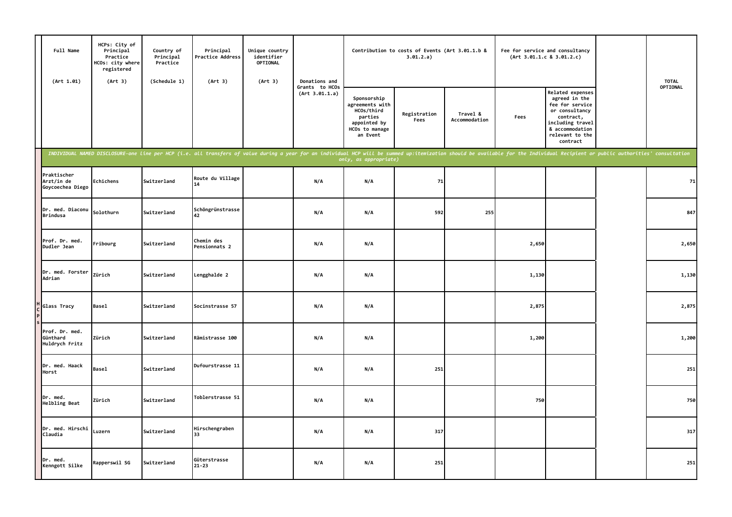| | Full Name (Art 1.01) | HCPs: City of Principal Practice HCOs: city where registered (Art 3) | Country of Principal Practice (Schedule 1) | Principal Practice Address (Art 3) | Unique country identifier OPTIONAL (Art 3) | Donations and Grants to HCOs (Art 3.01.1.a) | Contribution to costs of Events (Art 3.01.1.b & 3.01.2.a) | | | Fee for service and consultancy (Art 3.01.1.c & 3.01.2.c) | | | TOTAL OPTIONAL |
|---|---|---|---|---|---|---|---|---|---|---|---|---|---|
| | | | | | | | Sponsorship agreements with HCOs/third parties appointed by HCOs to manage an Event | Registration Fees | Travel & Accommodation | Fees | Related expenses agreed in the fee for service or consultancy contract, including travel & accommodation relevant to the contract | | |
| | *INDIVIDUAL NAMED DISCLOSURE-one line per HCP (i.e. all transfers of value during a year for an individual HCP will be summed up:itemization should be available for the Individual Recipient or public authorities' consultation only, as appropriate)* | | | | | | | | | | | | |
| HCPs | Praktischer Arzt/in de Goycoechea Diego | Echichens | Switzerland | Route du Village 14 | | N/A | N/A | 71 | | | | | 71 |
| | Dr. med. Diaconu Brindusa | Solothurn | Switzerland | Schöngrünstrasse 42 | | N/A | N/A | 592 | 255 | | | | 847 |
| | Prof. Dr. med. Dudler Jean | Fribourg | Switzerland | Chemin des Pensionnats 2 | | N/A | N/A | | | 2,650 | | | 2,650 |
| | Dr. med. Forster Adrian | Zürich | Switzerland | Lengghalde 2 | | N/A | N/A | | | 1,130 | | | 1,130 |
| | Glass Tracy | Basel | Switzerland | Socinstrasse 57 | | N/A | N/A | | | 2,875 | | | 2,875 |
| | Prof. Dr. med. Günthard Huldrych Fritz | Zürich | Switzerland | Rämistrasse 100 | | N/A | N/A | | | 1,200 | | | 1,200 |
| | Dr. med. Haack Horst | Basel | Switzerland | Dufourstrasse 11 | | N/A | N/A | 251 | | | | | 251 |
| | Dr. med. Helbling Beat | Zürich | Switzerland | Toblerstrasse 51 | | N/A | N/A | | | 750 | | | 750 |
| | Dr. med. Hirschi Claudia | Luzern | Switzerland | Hirschengraben 33 | | N/A | N/A | 317 | | | | | 317 |
| | Dr. med. Kenngott Silke | Rapperswil SG | Switzerland | Güterstrasse 21-23 | | N/A | N/A | 251 | | | | | 251 |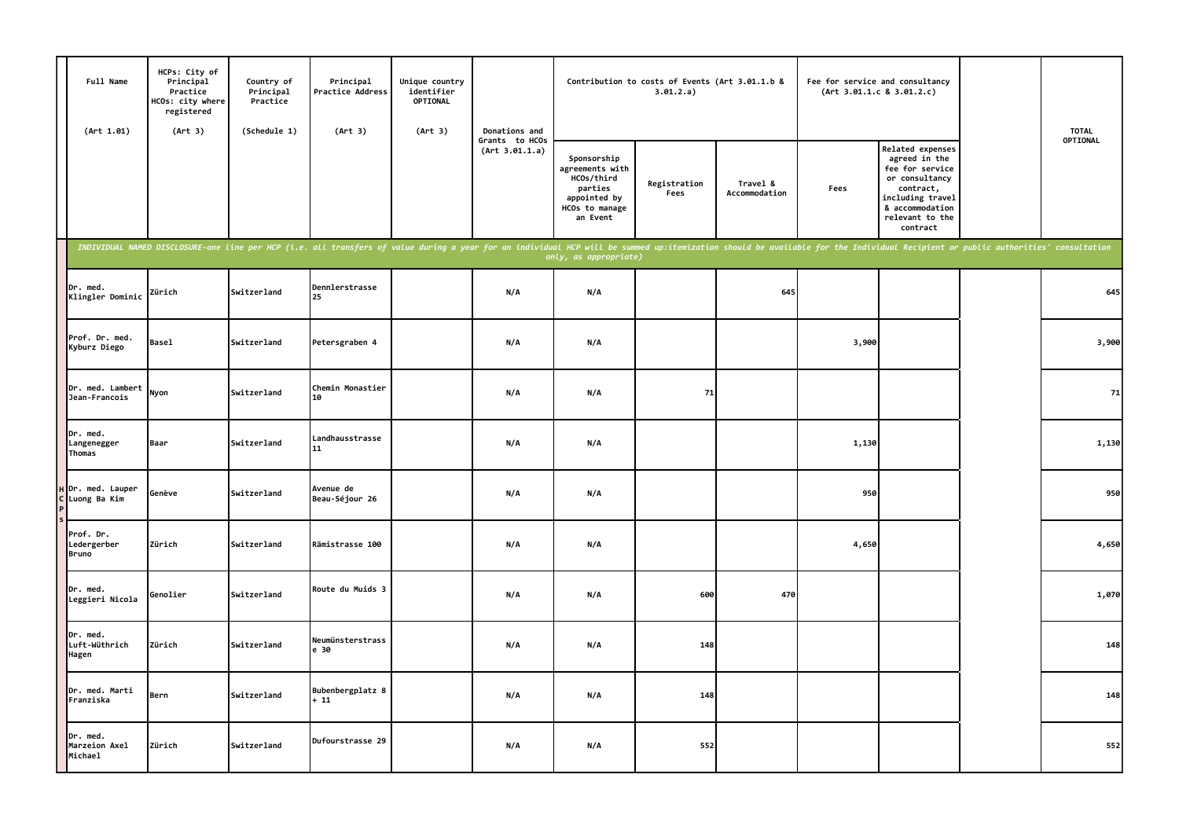| | Full Name (Art 1.01) | HCPs: City of Principal Practice HCOs: city where registered (Art 3) | Country of Principal Practice (Schedule 1) | Principal Practice Address (Art 3) | Unique country identifier OPTIONAL (Art 3) | Donations and Grants to HCOs (Art 3.01.1.a) | Contribution to costs of Events (Art 3.01.1.b & 3.01.2.a) | | | Fee for service and consultancy (Art 3.01.1.c & 3.01.2.c) | | | TOTAL OPTIONAL |
|---|---|---|---|---|---|---|---|---|---|---|---|---|---|
| | | | | | | | Sponsorship agreements with HCOs/third parties appointed by HCOs to manage an Event | Registration Fees | Travel & Accommodation | Fees | Related expenses agreed in the fee for service or consultancy contract, including travel & accommodation relevant to the contract | | |
| | *INDIVIDUAL NAMED DISCLOSURE-one line per HCP (i.e. all transfers of value during a year for an individual HCP will be summed up:itemization should be available for the Individual Recipient or public authorities' consultation only, as appropriate)* | | | | | | | | | | | | |
| HCPs | Dr. med. Klingler Dominic | Zürich | Switzerland | Dennlerstrasse 25 | | N/A | N/A | | 645 | | | | 645 |
| | Prof. Dr. med. Kyburz Diego | Basel | Switzerland | Petersgraben 4 | | N/A | N/A | | | 3,900 | | | 3,900 |
| | Dr. med. Lambert Jean-Francois | Nyon | Switzerland | Chemin Monastier 10 | | N/A | N/A | 71 | | | | | 71 |
| | Dr. med. Langenegger Thomas | Baar | Switzerland | Landhausstrasse 11 | | N/A | N/A | | | 1,130 | | | 1,130 |
| | Dr. med. Lauper Luong Ba Kim | Genève | Switzerland | Avenue de Beau-Séjour 26 | | N/A | N/A | | | 950 | | | 950 |
| | Prof. Dr. Ledergerber Bruno | Zürich | Switzerland | Rämistrasse 100 | | N/A | N/A | | | 4,650 | | | 4,650 |
| | Dr. med. Leggieri Nicola | Genolier | Switzerland | Route du Muids 3 | | N/A | N/A | 600 | 470 | | | | 1,070 |
| | Dr. med. Luft-Wüthrich Hagen | Zürich | Switzerland | Neumünsterstrasse 30 | | N/A | N/A | 148 | | | | | 148 |
| | Dr. med. Marti Franziska | Bern | Switzerland | Bubenbergplatz 8 + 11 | | N/A | N/A | 148 | | | | | 148 |
| | Dr. med. Marzeion Axel Michael | Zürich | Switzerland | Dufourstrasse 29 | | N/A | N/A | 552 | | | | | 552 |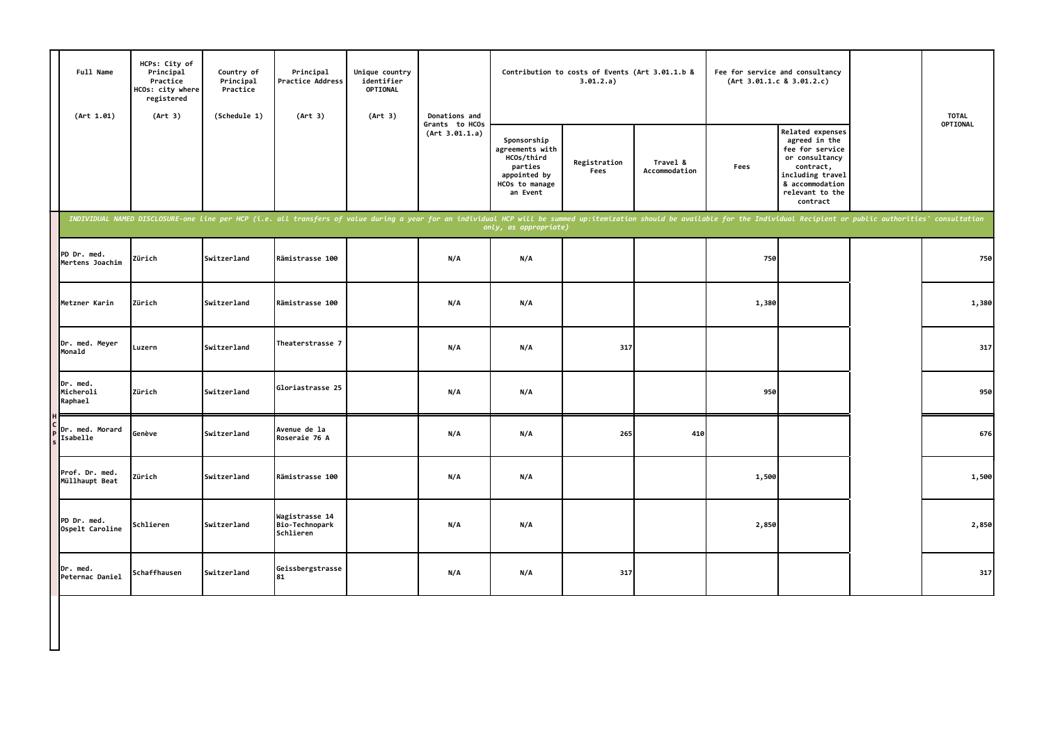| Full Name (Art 1.01) | HCPs: City of Principal Practice HCOs: city where registered (Art 3) | Country of Principal Practice (Schedule 1) | Principal Practice Address (Art 3) | Unique country identifier OPTIONAL (Art 3) | Donations and Grants to HCOs (Art 3.01.1.a) | Contribution to costs of Events (Art 3.01.1.b & 3.01.2.a) | | | Fee for service and consultancy (Art 3.01.1.c & 3.01.2.c) | | | TOTAL OPTIONAL |
|---|---|---|---|---|---|---|---|---|---|---|---|---|
| | | | | | | Sponsorship agreements with HCOs/third parties appointed by HCOs to manage an Event | Registration Fees | Travel & Accommodation | Fees | Related expenses agreed in the fee for service or consultancy contract, including travel & accommodation relevant to the contract | | |
| *INDIVIDUAL NAMED DISCLOSURE-one line per HCP (i.e. all transfers of value during a year for an individual HCP will be summed up:itemization should be available for the Individual Recipient or public authorities' consultation only, as appropriate)* | | | | | | | | | | | | |
| PD Dr. med. Mertens Joachim | Zürich | Switzerland | Rämistrasse 100 | | N/A | N/A | | | 750 | | | 750 |
| Metzner Karin | Zürich | Switzerland | Rämistrasse 100 | | N/A | N/A | | | 1,380 | | | 1,380 |
| Dr. med. Meyer Monald | Luzern | Switzerland | Theaterstrasse 7 | | N/A | N/A | 317 | | | | | 317 |
| Dr. med. Micheroli Raphael | Zürich | Switzerland | Gloriastrasse 25 | | N/A | N/A | | | 950 | | | 950 |
| Dr. med. Morard Isabelle | Genève | Switzerland | Avenue de la Roseraie 76 A | | N/A | N/A | 265 | 410 | | | | 676 |
| Prof. Dr. med. Müllhaupt Beat | Zürich | Switzerland | Rämistrasse 100 | | N/A | N/A | | | 1,500 | | | 1,500 |
| PD Dr. med. Ospelt Caroline | Schlieren | Switzerland | Wagistrasse 14 Bio-Technopark Schlieren | | N/A | N/A | | | 2,850 | | | 2,850 |
| Dr. med. Peternac Daniel | Schaffhausen | Switzerland | Geissbergstrasse 81 | | N/A | N/A | 317 | | | | | 317 |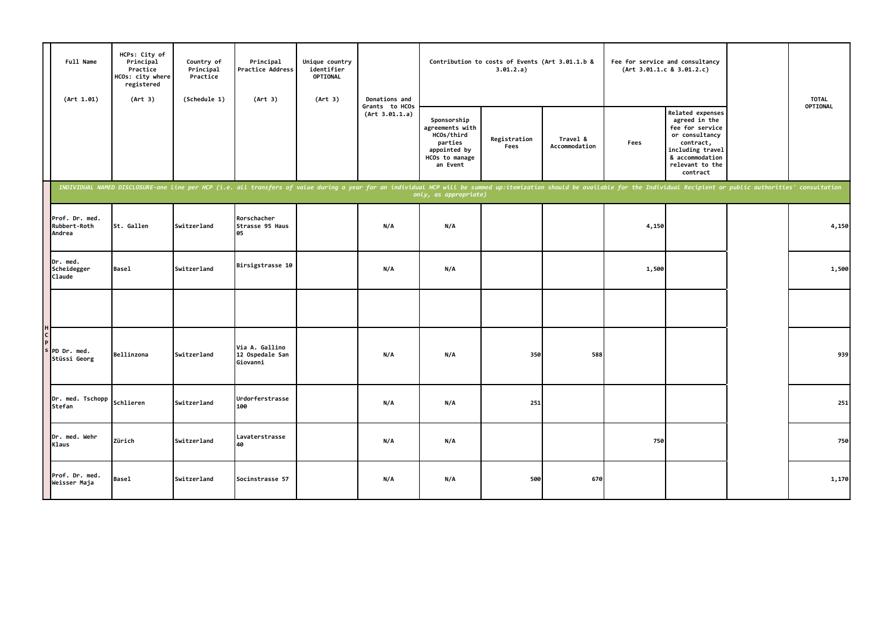| | Full Name (Art 1.01) | HCPs: City of Principal Practice HCOs: city where registered (Art 3) | Country of Principal Practice (Schedule 1) | Principal Practice Address (Art 3) | Unique country identifier OPTIONAL (Art 3) | Donations and Grants to HCOs (Art 3.01.1.a) | Contribution to costs of Events (Art 3.01.1.b & 3.01.2.a) | | | Fee for service and consultancy (Art 3.01.1.c & 3.01.2.c) | | | TOTAL OPTIONAL |
|---|---|---|---|---|---|---|---|---|---|---|---|---|---|
| | | | | | | | Sponsorship agreements with HCOs/third parties appointed by HCOs to manage an Event | Registration Fees | Travel & Accommodation | Fees | Related expenses agreed in the fee for service or consultancy contract, including travel & accommodation relevant to the contract | | |
| | *INDIVIDUAL NAMED DISCLOSURE-one line per HCP (i.e. all transfers of value during a year for an individual HCP will be summed up:itemization should be available for the Individual Recipient or public authorities' consultation only, as appropriate)* | | | | | | | | | | | | |
| HCPs | Prof. Dr. med. Rubbert-Roth Andrea | St. Gallen | Switzerland | Rorschacher Strasse 95 Haus 05 | | N/A | N/A | | | 4,150 | | | 4,150 |
| | Dr. med. Scheidegger Claude | Basel | Switzerland | Birsigstrasse 10 | | N/A | N/A | | | 1,500 | | | 1,500 |
| | | | | | | | | | | | | | |
| | PD Dr. med. Stüssi Georg | Bellinzona | Switzerland | Via A. Gallino 12 Ospedale San Giovanni | | N/A | N/A | 350 | 588 | | | | 939 |
| | Dr. med. Tschopp Stefan | Schlieren | Switzerland | Urdorferstrasse 100 | | N/A | N/A | 251 | | | | | 251 |
| | Dr. med. Wehr Klaus | Zürich | Switzerland | Lavaterstrasse 40 | | N/A | N/A | | | 750 | | | 750 |
| | Prof. Dr. med. Weisser Maja | Basel | Switzerland | Socinstrasse 57 | | N/A | N/A | 500 | 670 | | | | 1,170 |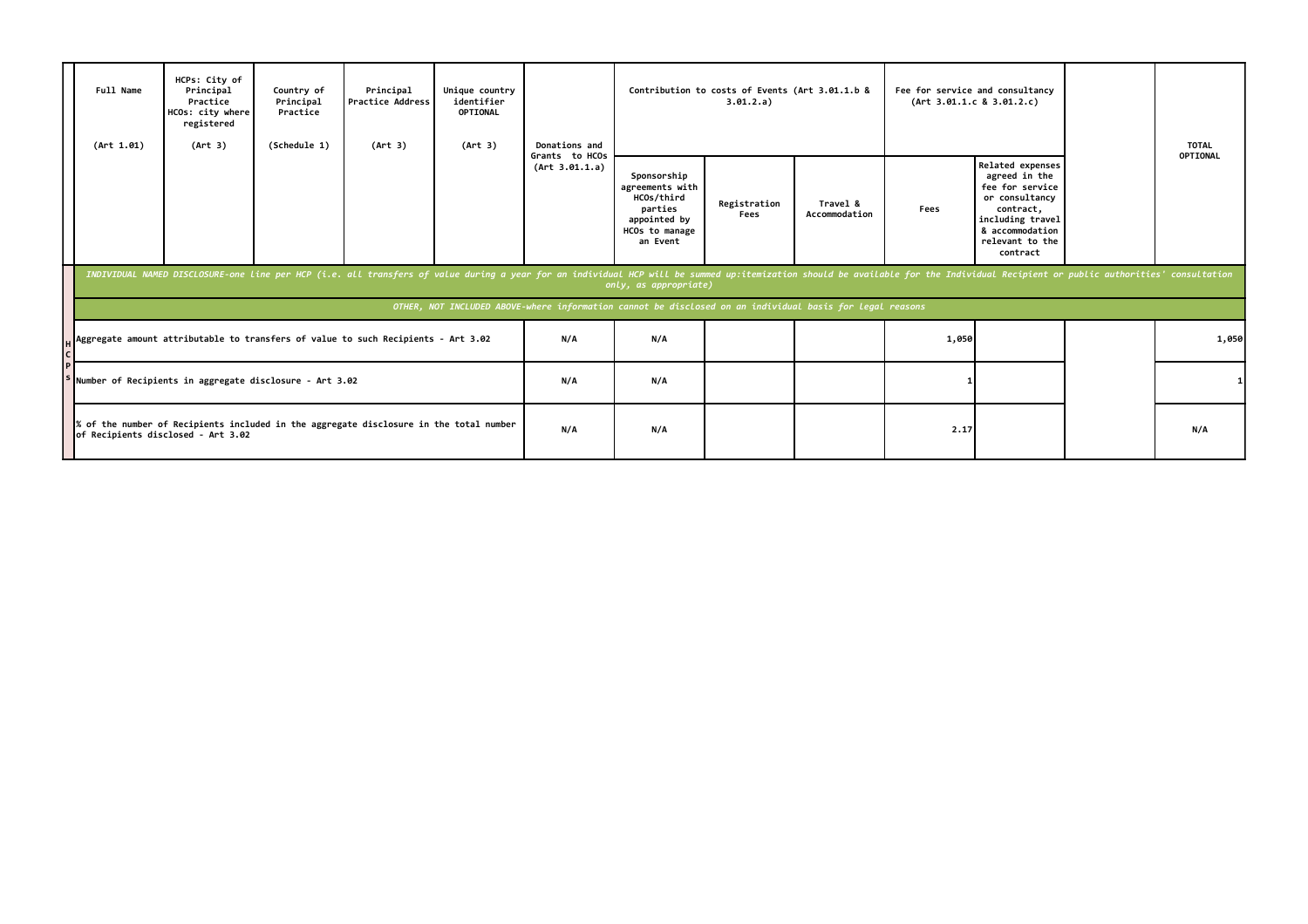| | Full Name (Art 1.01) | HCPs: City of Principal Practice HCOs: city where registered (Art 3) | Country of Principal Practice (Schedule 1) | Principal Practice Address (Art 3) | Unique country identifier OPTIONAL (Art 3) | Donations and Grants to HCOs (Art 3.01.1.a) | Contribution to costs of Events (Art 3.01.1.b & 3.01.2.a) | | | Fee for service and consultancy (Art 3.01.1.c & 3.01.2.c) | | | TOTAL OPTIONAL |
|---|---|---|---|---|---|---|---|---|---|---|---|---|---|
| | | | | | | | Sponsorship agreements with HCOs/third parties appointed by HCOs to manage an Event | Registration Fees | Travel & Accommodation | Fees | Related expenses agreed in the fee for service or consultancy contract, including travel & accommodation relevant to the contract | | |
| HCPs | *INDIVIDUAL NAMED DISCLOSURE-one line per HCP (i.e. all transfers of value during a year for an individual HCP will be summed up:itemization should be available for the Individual Recipient or public authorities' consultation only, as appropriate)* | | | | | | | | | | | | |
| | *OTHER, NOT INCLUDED ABOVE-where information cannot be disclosed on an individual basis for legal reasons* | | | | | | | | | | | | |
| | Aggregate amount attributable to transfers of value to such Recipients - Art 3.02 | | | | | N/A | N/A | | | 1,050 | | | 1,050 |
| | Number of Recipients in aggregate disclosure - Art 3.02 | | | | | N/A | N/A | | | 1 | | | 1 |
| | % of the number of Recipients included in the aggregate disclosure in the total number of Recipients disclosed - Art 3.02 | | | | | N/A | N/A | | | 2.17 | | | N/A |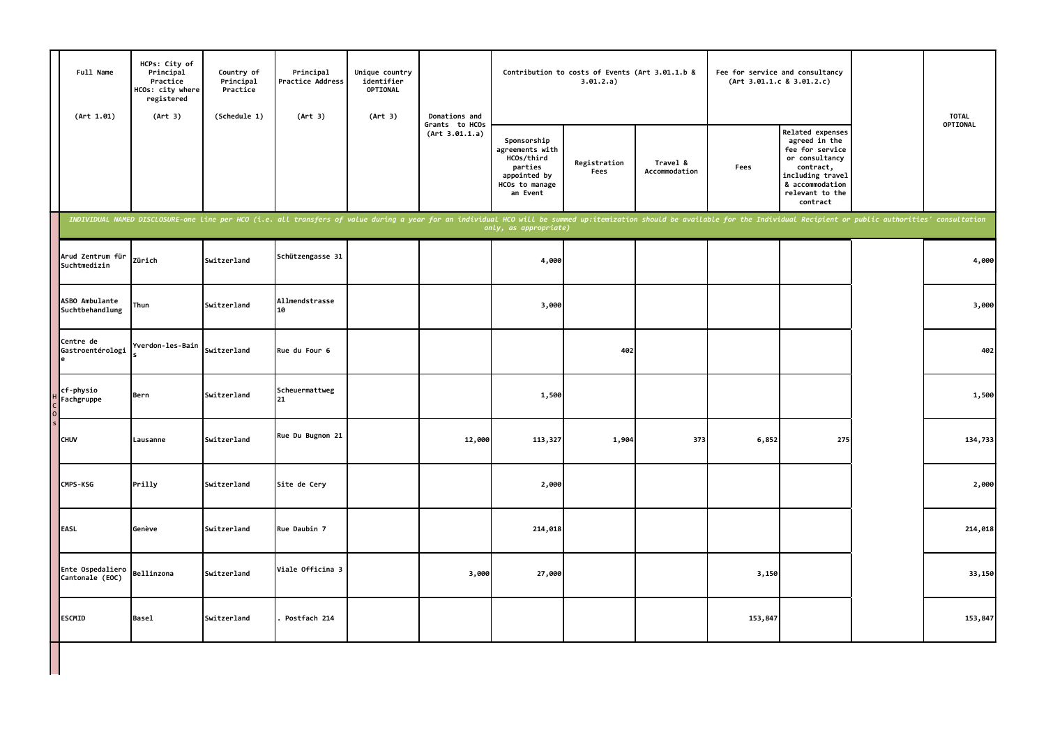| Full Name (Art 1.01) | HCPs: City of Principal Practice HCOs: city where registered (Art 3) | Country of Principal Practice (Schedule 1) | Principal Practice Address (Art 3) | Unique country identifier OPTIONAL (Art 3) | Donations and Grants to HCOs (Art 3.01.1.a) | Contribution to costs of Events (Art 3.01.1.b & 3.01.2.a) | | | Fee for service and consultancy (Art 3.01.1.c & 3.01.2.c) | | | TOTAL OPTIONAL |
|---|---|---|---|---|---|---|---|---|---|---|---|---|
| | | | | | | Sponsorship agreements with HCOs/third parties appointed by HCOs to manage an Event | Registration Fees | Travel & Accommodation | Fees | Related expenses agreed in the fee for service or consultancy contract, including travel & accommodation relevant to the contract | | |
| *INDIVIDUAL NAMED DISCLOSURE-one line per HCO (i.e. all transfers of value during a year for an individual HCO will be summed up:itemization should be available for the Individual Recipient or public authorities' consultation only, as appropriate)* | | | | | | | | | | | | |
| Arud Zentrum für Suchtmedizin | Zürich | Switzerland | Schützengasse 31 | | | 4,000 | | | | | | 4,000 |
| ASBO Ambulante Suchtbehandlung | Thun | Switzerland | Allmendstrasse 10 | | | 3,000 | | | | | | 3,000 |
| Centre de Gastroentérologie | Yverdon-les-Bains | Switzerland | Rue du Four 6 | | | | 402 | | | | | 402 |
| cf-physio Fachgruppe | Bern | Switzerland | Scheuermattweg 21 | | | 1,500 | | | | | | 1,500 |
| CHUV | Lausanne | Switzerland | Rue Du Bugnon 21 | | 12,000 | 113,327 | 1,904 | 373 | 6,852 | 275 | | 134,733 |
| CMPS-KSG | Prilly | Switzerland | Site de Cery | | | 2,000 | | | | | | 2,000 |
| EASL | Genève | Switzerland | Rue Daubin 7 | | | 214,018 | | | | | | 214,018 |
| Ente Ospedaliero Cantonale (EOC) | Bellinzona | Switzerland | Viale Officina 3 | | 3,000 | 27,000 | | | 3,150 | | | 33,150 |
| ESCMID | Basel | Switzerland | . Postfach 214 | | | | | | 153,847 | | | 153,847 |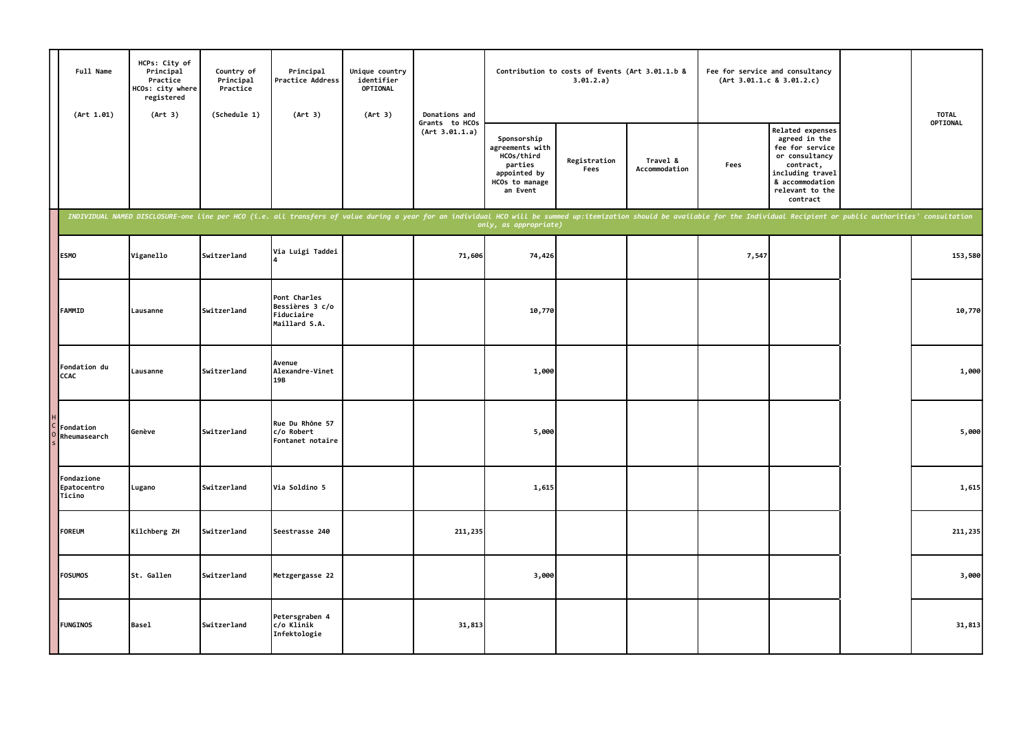| | Full Name<br><br>(Art 1.01) | HCPs: City of Principal Practice HCOs: city where registered<br><br>(Art 3) | Country of Principal Practice<br><br>(Schedule 1) | Principal Practice Address<br><br>(Art 3) | Unique country identifier OPTIONAL<br><br>(Art 3) | Donations and Grants to HCOs (Art 3.01.1.a) | Contribution to costs of Events (Art 3.01.1.b & 3.01.2.a) | | | Fee for service and consultancy (Art 3.01.1.c & 3.01.2.c) | | | TOTAL OPTIONAL |
|---|---|---|---|---|---|---|---|---|---|---|---|---|---|
| | | | | | | | Sponsorship agreements with HCOs/third parties appointed by HCOs to manage an Event | Registration Fees | Travel & Accommodation | Fees | Related expenses agreed in the fee for service or consultancy contract, including travel & accommodation relevant to the contract | | |
| | *INDIVIDUAL NAMED DISCLOSURE-one line per HCO (i.e. all transfers of value during a year for an individual HCO will be summed up:itemization should be available for the Individual Recipient or public authorities' consultation only, as appropriate)* | | | | | | | | | | | | |
| HCOs | **ESMO** | Viganello | Switzerland | Via Luigi Taddei 4 | | 71,606 | 74,426 | | | 7,547 | | | 153,580 |
| | **FAMMID** | Lausanne | Switzerland | Pont Charles Bessières 3 c/o Fiduciaire Maillard S.A. | | | 10,770 | | | | | | 10,770 |
| | **Fondation du CCAC** | Lausanne | Switzerland | Avenue Alexandre-Vinet 19B | | | 1,000 | | | | | | 1,000 |
| | **Fondation Rheumasearch** | Genève | Switzerland | Rue Du Rhône 57 c/o Robert Fontanet notaire | | | 5,000 | | | | | | 5,000 |
| | **Fondazione Epatocentro Ticino** | Lugano | Switzerland | Via Soldino 5 | | | 1,615 | | | | | | 1,615 |
| | **FOREUM** | Kilchberg ZH | Switzerland | Seestrasse 240 | | 211,235 | | | | | | | 211,235 |
| | **FOSUMOS** | St. Gallen | Switzerland | Metzgergasse 22 | | | 3,000 | | | | | | 3,000 |
| | **FUNGINOS** | Basel | Switzerland | Petersgraben 4 c/o Klinik Infektologie | | 31,813 | | | | | | | 31,813 |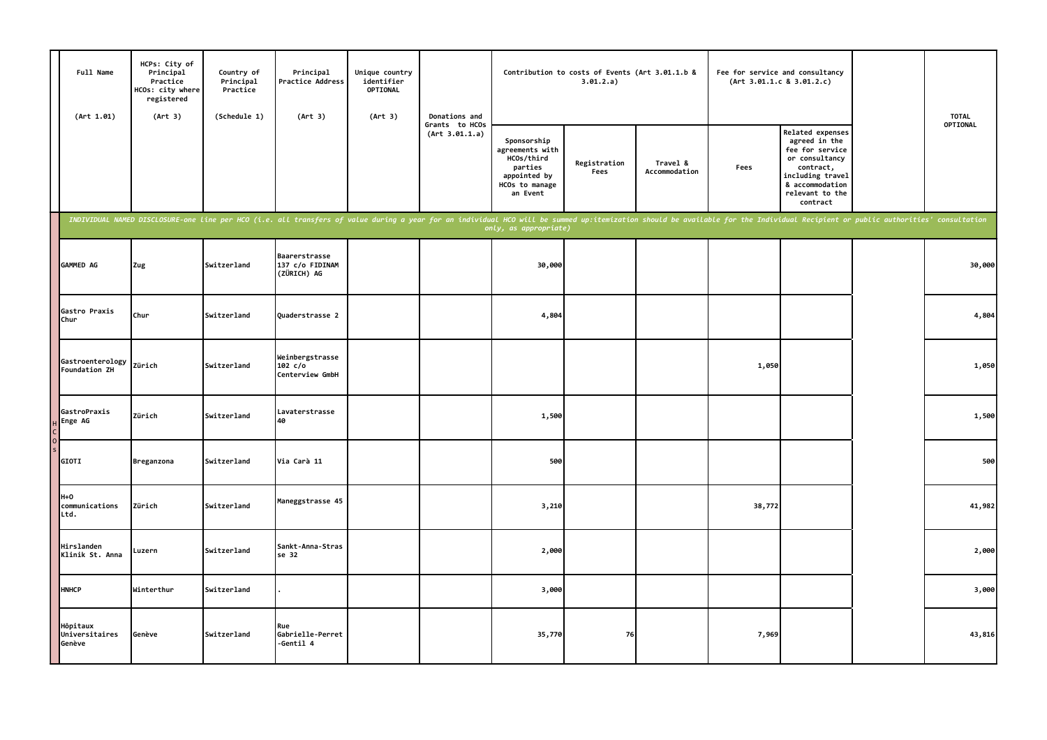| | Full Name (Art 1.01) | HCPs: City of Principal Practice HCOs: city where registered (Art 3) | Country of Principal Practice (Schedule 1) | Principal Practice Address (Art 3) | Unique country identifier OPTIONAL (Art 3) | Donations and Grants to HCOs (Art 3.01.1.a) | Contribution to costs of Events (Art 3.01.1.b & 3.01.2.a) | | | Fee for service and consultancy (Art 3.01.1.c & 3.01.2.c) | | | TOTAL OPTIONAL |
|---|---|---|---|---|---|---|---|---|---|---|---|---|---|
| | | | | | | | Sponsorship agreements with HCOs/third parties appointed by HCOs to manage an Event | Registration Fees | Travel & Accommodation | Fees | Related expenses agreed in the fee for service or consultancy contract, including travel & accommodation relevant to the contract | | |
| | *INDIVIDUAL NAMED DISCLOSURE-one line per HCO (i.e. all transfers of value during a year for an individual HCO will be summed up:itemization should be available for the Individual Recipient or public authorities' consultation only, as appropriate)* | | | | | | | | | | | | |
| HCOs | GAMMED AG | Zug | Switzerland | Baarerstrasse 137 c/o FIDINAM (ZÜRICH) AG | | | 30,000 | | | | | | 30,000 |
| | Gastro Praxis Chur | Chur | Switzerland | Quaderstrasse 2 | | | 4,804 | | | | | | 4,804 |
| | Gastroenterology Foundation ZH | Zürich | Switzerland | Weinbergstrasse 102 c/o Centerview GmbH | | | | | | 1,050 | | | 1,050 |
| | GastroPraxis Enge AG | Zürich | Switzerland | Lavaterstrasse 40 | | | 1,500 | | | | | | 1,500 |
| | GIOTI | Breganzona | Switzerland | Via Carà 11 | | | 500 | | | | | | 500 |
| | H+O communications Ltd. | Zürich | Switzerland | Maneggstrasse 45 | | | 3,210 | | | 38,772 | | | 41,982 |
| | Hirslanden Klinik St. Anna | Luzern | Switzerland | Sankt-Anna-Strasse 32 | | | 2,000 | | | | | | 2,000 |
| | HNHCP | Winterthur | Switzerland | . | | | 3,000 | | | | | | 3,000 |
| | Hôpitaux Universitaires Genève | Genève | Switzerland | Rue Gabrielle-Perret-Gentil 4 | | | 35,770 | 76 | | 7,969 | | | 43,816 |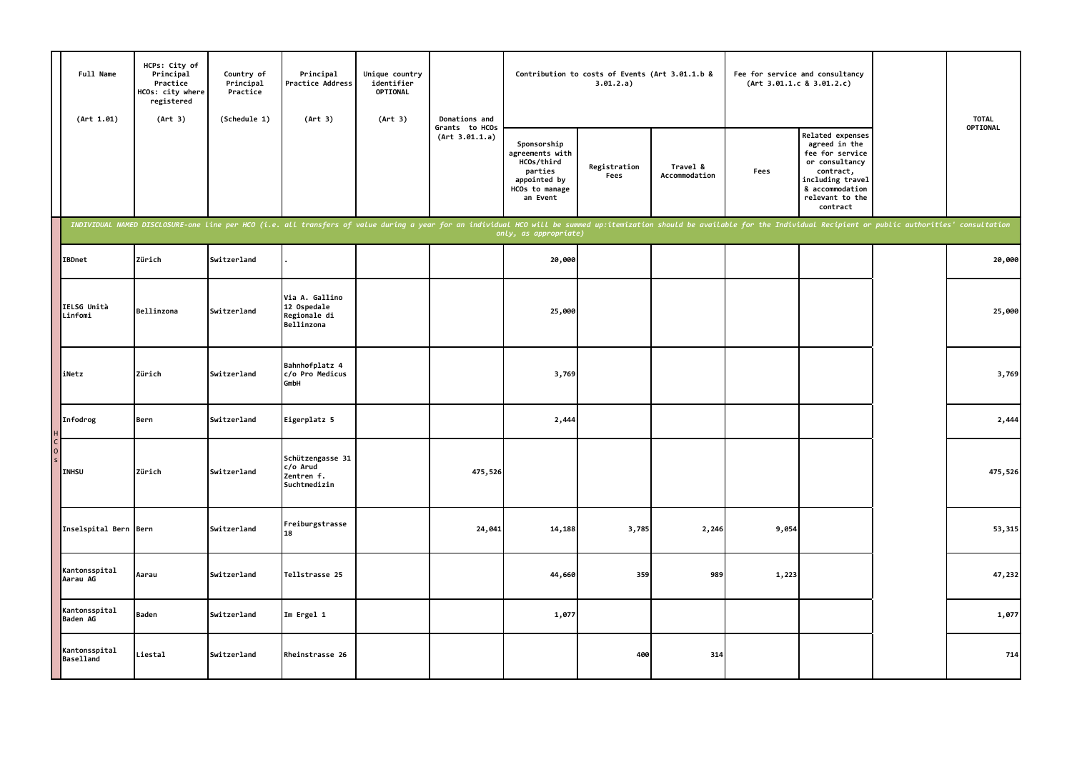| | Full Name (Art 1.01) | HCPs: City of Principal Practice HCOs: city where registered (Art 3) | Country of Principal Practice (Schedule 1) | Principal Practice Address (Art 3) | Unique country identifier OPTIONAL (Art 3) | Donations and Grants to HCOs (Art 3.01.1.a) | Contribution to costs of Events (Art 3.01.1.b & 3.01.2.a) | | | Fee for service and consultancy (Art 3.01.1.c & 3.01.2.c) | | | TOTAL OPTIONAL |
|---|---|---|---|---|---|---|---|---|---|---|---|---|---|
| | | | | | | | Sponsorship agreements with HCOs/third parties appointed by HCOs to manage an Event | Registration Fees | Travel & Accommodation | Fees | Related expenses agreed in the fee for service or consultancy contract, including travel & accommodation relevant to the contract | | |
| | *INDIVIDUAL NAMED DISCLOSURE-one line per HCO (i.e. all transfers of value during a year for an individual HCO will be summed up:itemization should be available for the Individual Recipient or public authorities' consultation only, as appropriate)* | | | | | | | | | | | | |
| HCOs | IBDnet | Zürich | Switzerland | . | | | 20,000 | | | | | | 20,000 |
| HCOs | IELSG Unità Linfomi | Bellinzona | Switzerland | Via A. Gallino 12 Ospedale Regionale di Bellinzona | | | 25,000 | | | | | | 25,000 |
| HCOs | iNetz | Zürich | Switzerland | Bahnhofplatz 4 c/o Pro Medicus GmbH | | | 3,769 | | | | | | 3,769 |
| HCOs | Infodrog | Bern | Switzerland | Eigerplatz 5 | | | 2,444 | | | | | | 2,444 |
| HCOs | INHSU | Zürich | Switzerland | Schützengasse 31 c/o Arud Zentren f. Suchtmedizin | | 475,526 | | | | | | | 475,526 |
| HCOs | Inselspital Bern | Bern | Switzerland | Freiburgstrasse 18 | | 24,041 | 14,188 | 3,785 | 2,246 | 9,054 | | | 53,315 |
| HCOs | Kantonsspital Aarau AG | Aarau | Switzerland | Tellstrasse 25 | | | 44,660 | 359 | 989 | 1,223 | | | 47,232 |
| HCOs | Kantonsspital Baden AG | Baden | Switzerland | Im Ergel 1 | | | 1,077 | | | | | | 1,077 |
| HCOs | Kantonsspital Baselland | Liestal | Switzerland | Rheinstrasse 26 | | | | 400 | 314 | | | | 714 |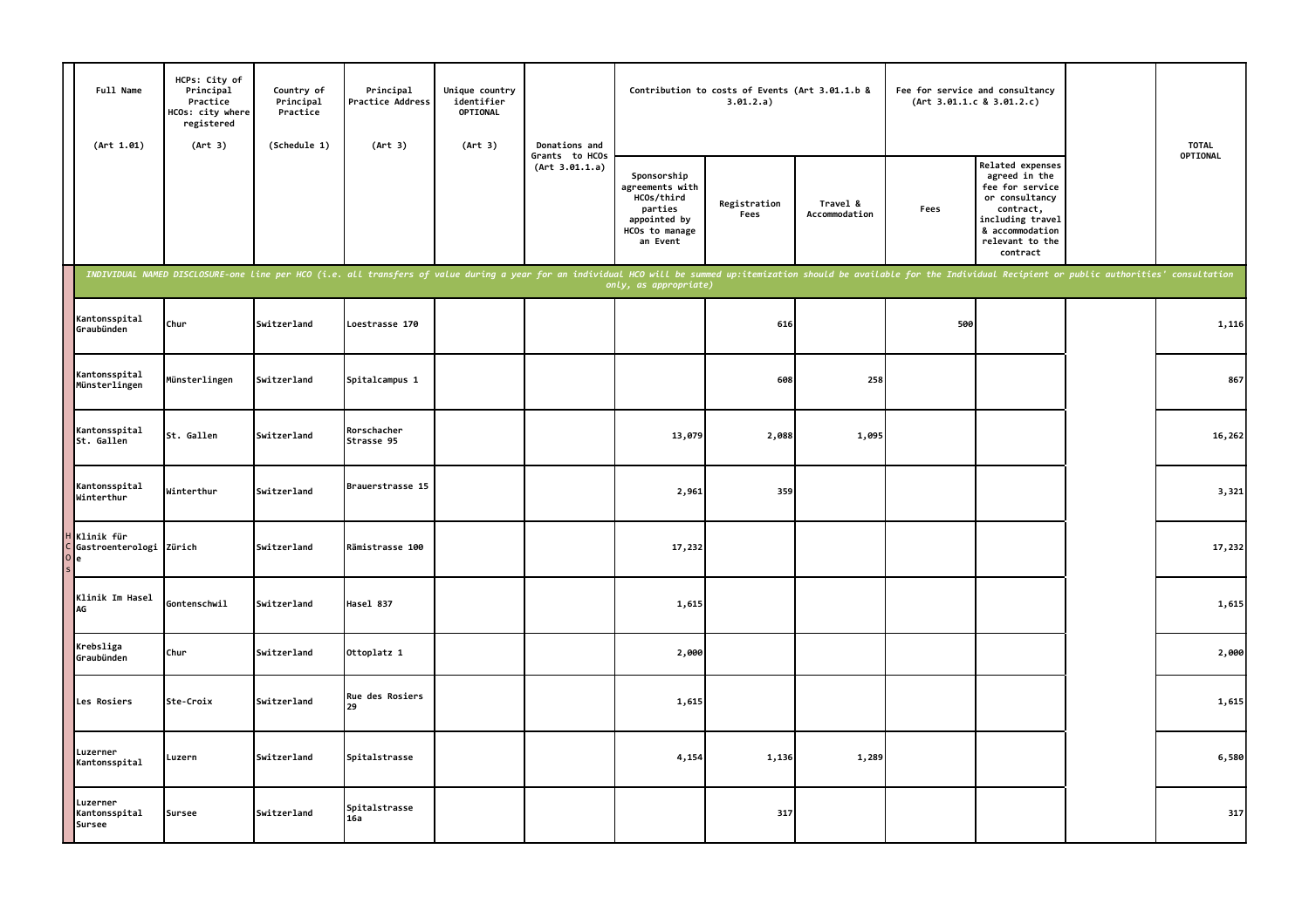| Full Name (Art 1.01) | HCPs: City of Principal Practice HCOs: city where registered (Art 3) | Country of Principal Practice (Schedule 1) | Principal Practice Address (Art 3) | Unique country identifier OPTIONAL (Art 3) | Donations and Grants to HCOs (Art 3.01.1.a) | Contribution to costs of Events (Art 3.01.1.b & 3.01.2.a) | | | Fee for service and consultancy (Art 3.01.1.c & 3.01.2.c) | | | TOTAL OPTIONAL |
|---|---|---|---|---|---|---|---|---|---|---|---|---|
| | | | | | | Sponsorship agreements with HCOs/third parties appointed by HCOs to manage an Event | Registration Fees | Travel & Accommodation | Fees | Related expenses agreed in the fee for service or consultancy contract, including travel & accommodation relevant to the contract | | |
| *INDIVIDUAL NAMED DISCLOSURE-one line per HCO (i.e. all transfers of value during a year for an individual HCO will be summed up:itemization should be available for the Individual Recipient or public authorities' consultation only, as appropriate)* | | | | | | | | | | | | |
| Kantonsspital Graubünden | Chur | Switzerland | Loestrasse 170 | | | | 616 | | 500 | | | 1,116 |
| Kantonsspital Münsterlingen | Münsterlingen | Switzerland | Spitalcampus 1 | | | | 608 | 258 | | | | 867 |
| Kantonsspital St. Gallen | St. Gallen | Switzerland | Rorschacher Strasse 95 | | | 13,079 | 2,088 | 1,095 | | | | 16,262 |
| Kantonsspital Winterthur | Winterthur | Switzerland | Brauerstrasse 15 | | | 2,961 | 359 | | | | | 3,321 |
| Klinik für Gastroenterologie | Zürich | Switzerland | Rämistrasse 100 | | | 17,232 | | | | | | 17,232 |
| Klinik Im Hasel AG | Gontenschwil | Switzerland | Hasel 837 | | | 1,615 | | | | | | 1,615 |
| Krebsliga Graubünden | Chur | Switzerland | Ottoplatz 1 | | | 2,000 | | | | | | 2,000 |
| Les Rosiers | Ste-Croix | Switzerland | Rue des Rosiers 29 | | | 1,615 | | | | | | 1,615 |
| Luzerner Kantonsspital | Luzern | Switzerland | Spitalstrasse | | | 4,154 | 1,136 | 1,289 | | | | 6,580 |
| Luzerner Kantonsspital Sursee | Sursee | Switzerland | Spitalstrasse 16a | | | | 317 | | | | | 317 |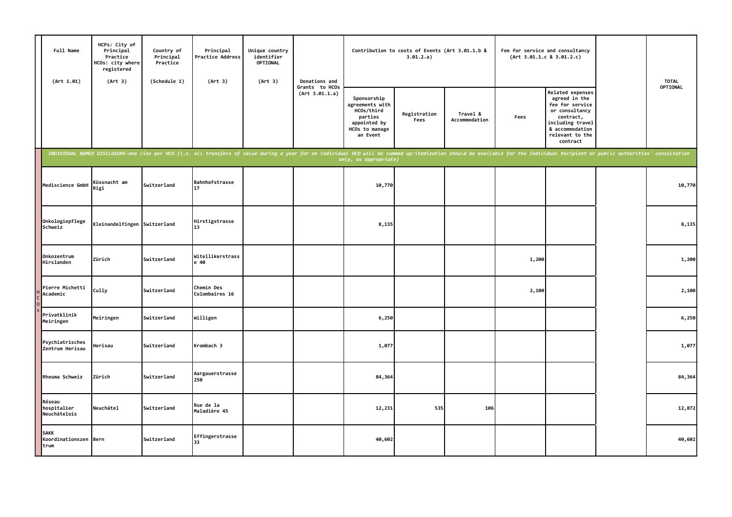| Full Name (Art 1.01) | HCPs: City of Principal Practice HCOs: city where registered (Art 3) | Country of Principal Practice (Schedule 1) | Principal Practice Address (Art 3) | Unique country identifier OPTIONAL (Art 3) | Donations and Grants to HCOs (Art 3.01.1.a) | Contribution to costs of Events (Art 3.01.1.b & 3.01.2.a) | | | Fee for service and consultancy (Art 3.01.1.c & 3.01.2.c) | | | TOTAL OPTIONAL |
|---|---|---|---|---|---|---|---|---|---|---|---|---|
| | | | | | | Sponsorship agreements with HCOs/third parties appointed by HCOs to manage an Event | Registration Fees | Travel & Accommodation | Fees | Related expenses agreed in the fee for service or consultancy contract, including travel & accommodation relevant to the contract | | |
| *INDIVIDUAL NAMED DISCLOSURE-one line per HCO (i.e. all transfers of value during a year for an individual HCO will be summed up:itemization should be available for the Individual Recipient or public authorities' consultation only, as appropriate)* | | | | | | | | | | | | |
| Mediscience GmbH | Küssnacht am Rigi | Switzerland | Bahnhofstrasse 17 | | | 10,770 | | | | | | 10,770 |
| Onkologiepflege Schweiz | Kleinandelfingen | Switzerland | Hirstigstrasse 13 | | | 8,135 | | | | | | 8,135 |
| Onkozentrum Hirslanden | Zürich | Switzerland | Witellikerstrasse 40 | | | | | | 1,200 | | | 1,200 |
| Pierre Michetti Academic | Cully | Switzerland | Chemin Des Colombaires 16 | | | | | | 2,100 | | | 2,100 |
| Privatklinik Meiringen | Meiringen | Switzerland | Willigen | | | 6,250 | | | | | | 6,250 |
| Psychiatrisches Zentrum Herisau | Herisau | Switzerland | Krombach 3 | | | 1,077 | | | | | | 1,077 |
| Rheuma Schweiz | Zürich | Switzerland | Aargauerstrasse 250 | | | 84,364 | | | | | | 84,364 |
| Réseau hospitalier Neuchâtelois | Neuchâtel | Switzerland | Rue de la Maladière 45 | | | 12,231 | 535 | 106 | | | | 12,872 |
| SAKK Koordinationszentrum | Bern | Switzerland | Effingerstrasse 33 | | | 40,602 | | | | | | 40,602 |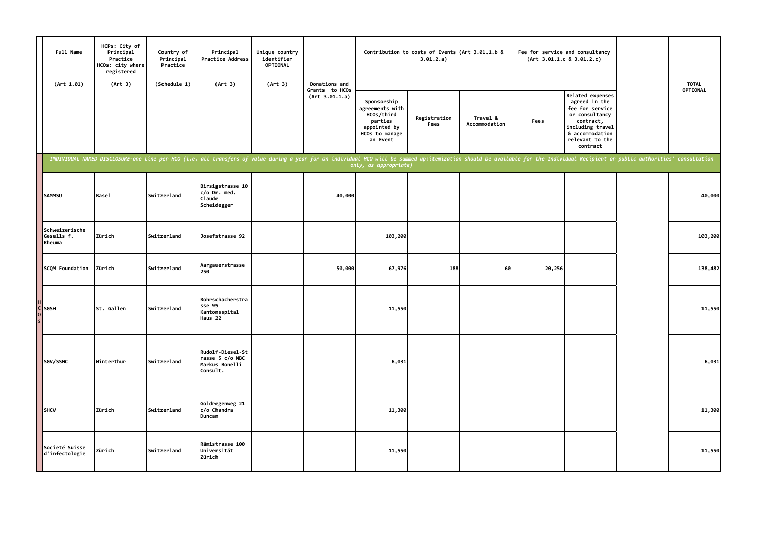| | Full Name (Art 1.01) | HCPs: City of Principal Practice HCOs: city where registered (Art 3) | Country of Principal Practice (Schedule 1) | Principal Practice Address (Art 3) | Unique country identifier OPTIONAL (Art 3) | Donations and Grants to HCOs (Art 3.01.1.a) | Contribution to costs of Events (Art 3.01.1.b & 3.01.2.a) | | | Fee for service and consultancy (Art 3.01.1.c & 3.01.2.c) | | | TOTAL OPTIONAL |
|---|---|---|---|---|---|---|---|---|---|---|---|---|---|
| | | | | | | | Sponsorship agreements with HCOs/third parties appointed by HCOs to manage an Event | Registration Fees | Travel & Accommodation | Fees | Related expenses agreed in the fee for service or consultancy contract, including travel & accommodation relevant to the contract | | |
| | *INDIVIDUAL NAMED DISCLOSURE-one line per HCO (i.e. all transfers of value during a year for an individual HCO will be summed up:itemization should be available for the Individual Recipient or public authorities' consultation only, as appropriate)* | | | | | | | | | | | | |
| HCOs | **SAMMSU** | **Basel** | **Switzerland** | **Birsigstrasse 10 c/o Dr. med. Claude Scheidegger** | | **40,000** | | | | | | | **40,000** |
| | **Schweizerische Gesells f. Rheuma** | **Zürich** | **Switzerland** | **Josefstrasse 92** | | | **103,200** | | | | | | **103,200** |
| | **SCQM Foundation** | **Zürich** | **Switzerland** | **Aargauerstrasse 250** | | **50,000** | **67,976** | **188** | **60** | **20,256** | | | **138,482** |
| | **SGSH** | **St. Gallen** | **Switzerland** | **Rohrschacherstrasse 95 Kantonsspital Haus 22** | | | **11,550** | | | | | | **11,550** |
| | **SGV/SSMC** | **Winterthur** | **Switzerland** | **Rudolf-Diesel-Strasse 5 c/o MBC Markus Bonelli Consult.** | | | **6,031** | | | | | | **6,031** |
| | **SHCV** | **Zürich** | **Switzerland** | **Goldregenweg 21 c/o Chandra Duncan** | | | **11,300** | | | | | | **11,300** |
| | **Societé Suisse d'infectologie** | **Zürich** | **Switzerland** | **Rämistrasse 100 Universität Zürich** | | | **11,550** | | | | | | **11,550** |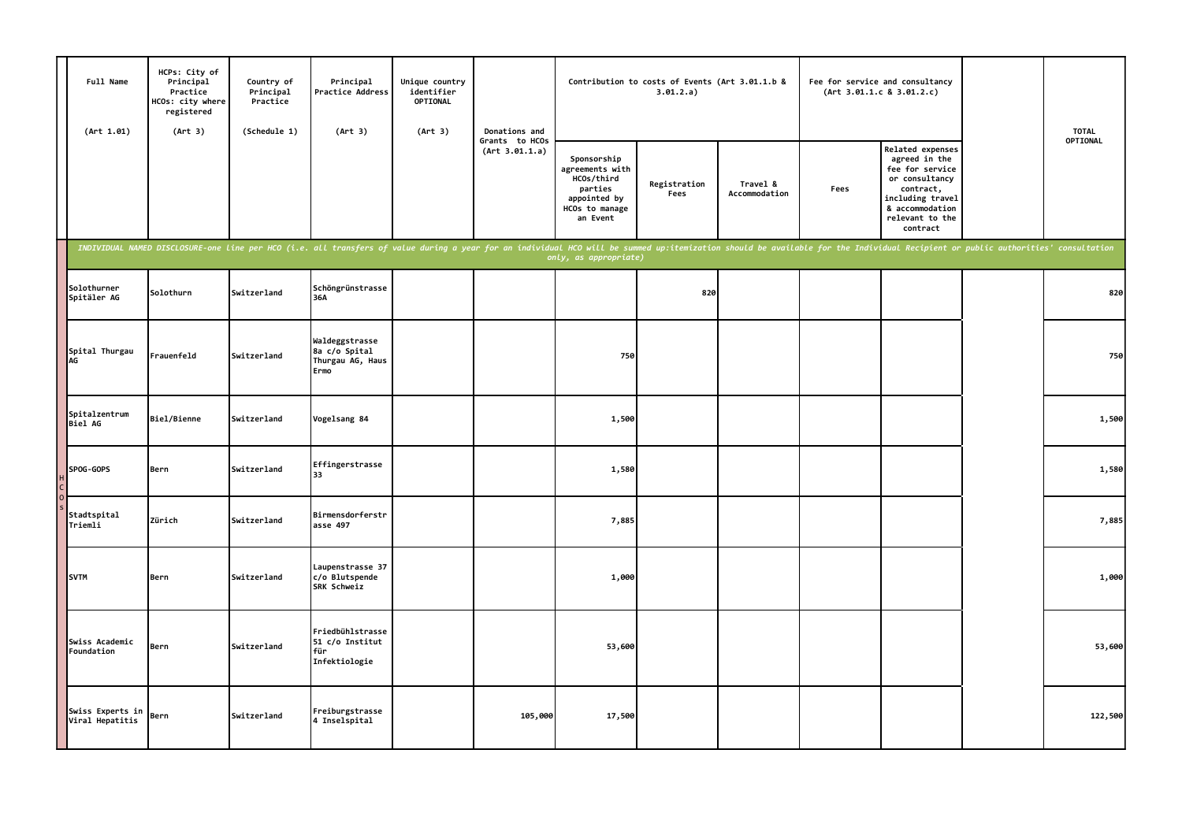| | Full Name (Art 1.01) | HCPs: City of Principal Practice HCOs: city where registered (Art 3) | Country of Principal Practice (Schedule 1) | Principal Practice Address (Art 3) | Unique country identifier OPTIONAL (Art 3) | Donations and Grants to HCOs (Art 3.01.1.a) | Contribution to costs of Events (Art 3.01.1.b & 3.01.2.a) | | | Fee for service and consultancy (Art 3.01.1.c & 3.01.2.c) | | | TOTAL OPTIONAL |
|---|---|---|---|---|---|---|---|---|---|---|---|---|---|
| | | | | | | | Sponsorship agreements with HCOs/third parties appointed by HCOs to manage an Event | Registration Fees | Travel & Accommodation | Fees | Related expenses agreed in the fee for service or consultancy contract, including travel & accommodation relevant to the contract | | |
| | *INDIVIDUAL NAMED DISCLOSURE-one line per HCO (i.e. all transfers of value during a year for an individual HCO will be summed up:itemization should be available for the Individual Recipient or public authorities' consultation only, as appropriate)* | | | | | | | | | | | | |
| HCOs | Solothurner Spitäler AG | Solothurn | Switzerland | Schöngrünstrasse 36A | | | | 820 | | | | | 820 |
| | Spital Thurgau AG | Frauenfeld | Switzerland | Waldeggstrasse 8a c/o Spital Thurgau AG, Haus Ermo | | | 750 | | | | | | 750 |
| | Spitalzentrum Biel AG | Biel/Bienne | Switzerland | Vogelsang 84 | | | 1,500 | | | | | | 1,500 |
| | SPOG-GOPS | Bern | Switzerland | Effingerstrasse 33 | | | 1,580 | | | | | | 1,580 |
| | Stadtspital Triemli | Zürich | Switzerland | Birmensdorferstrasse 497 | | | 7,885 | | | | | | 7,885 |
| | SVTM | Bern | Switzerland | Laupenstrasse 37 c/o Blutspende SRK Schweiz | | | 1,000 | | | | | | 1,000 |
| | Swiss Academic Foundation | Bern | Switzerland | Friedbühlstrasse 51 c/o Institut für Infektiologie | | | 53,600 | | | | | | 53,600 |
| | Swiss Experts in Viral Hepatitis | Bern | Switzerland | Freiburgstrasse 4 Inselspital | | 105,000 | 17,500 | | | | | | 122,500 |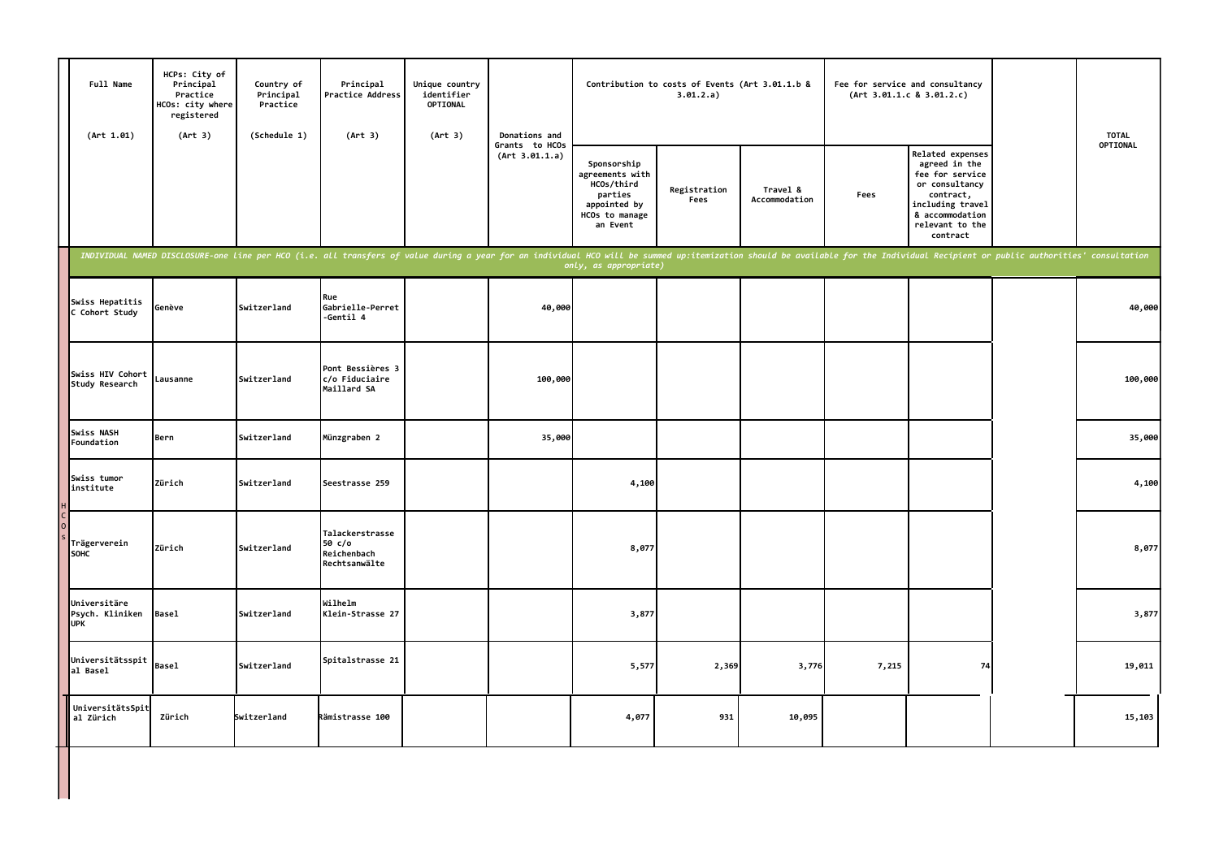| | Full Name (Art 1.01) | HCPs: City of Principal Practice HCOs: city where registered (Art 3) | Country of Principal Practice (Schedule 1) | Principal Practice Address (Art 3) | Unique country identifier OPTIONAL (Art 3) | Donations and Grants to HCOs (Art 3.01.1.a) | Contribution to costs of Events (Art 3.01.1.b & 3.01.2.a) | | | Fee for service and consultancy (Art 3.01.1.c & 3.01.2.c) | | | TOTAL OPTIONAL |
|---|---|---|---|---|---|---|---|---|---|---|---|---|---|
| | | | | | | | Sponsorship agreements with HCOs/third parties appointed by HCOs to manage an Event | Registration Fees | Travel & Accommodation | Fees | Related expenses agreed in the fee for service or consultancy contract, including travel & accommodation relevant to the contract | | |
| | *INDIVIDUAL NAMED DISCLOSURE-one line per HCO (i.e. all transfers of value during a year for an individual HCO will be summed up:itemization should be available for the Individual Recipient or public authorities' consultation only, as appropriate)* | | | | | | | | | | | | |
| HCOs | Swiss Hepatitis C Cohort Study | Genève | Switzerland | Rue Gabrielle-Perret-Gentil 4 | | 40,000 | | | | | | | 40,000 |
| | Swiss HIV Cohort Study Research | Lausanne | Switzerland | Pont Bessières 3 c/o Fiduciaire Maillard SA | | 100,000 | | | | | | | 100,000 |
| | Swiss NASH Foundation | Bern | Switzerland | Münzgraben 2 | | 35,000 | | | | | | | 35,000 |
| | Swiss tumor institute | Zürich | Switzerland | Seestrasse 259 | | | 4,100 | | | | | | 4,100 |
| | Trägerverein SOHC | Zürich | Switzerland | Talackerstrasse 50 c/o Reichenbach Rechtsanwälte | | | 8,077 | | | | | | 8,077 |
| | Universitäre Psych. Kliniken UPK | Basel | Switzerland | Wilhelm Klein-Strasse 27 | | | 3,877 | | | | | | 3,877 |
| | Universitätsspital Basel | Basel | Switzerland | Spitalstrasse 21 | | | 5,577 | 2,369 | 3,776 | 7,215 | 74 | | 19,011 |
| | UniversitätsSpital Zürich | Zürich | Switzerland | Rämistrasse 100 | | | 4,077 | 931 | 10,095 | | | | 15,103 |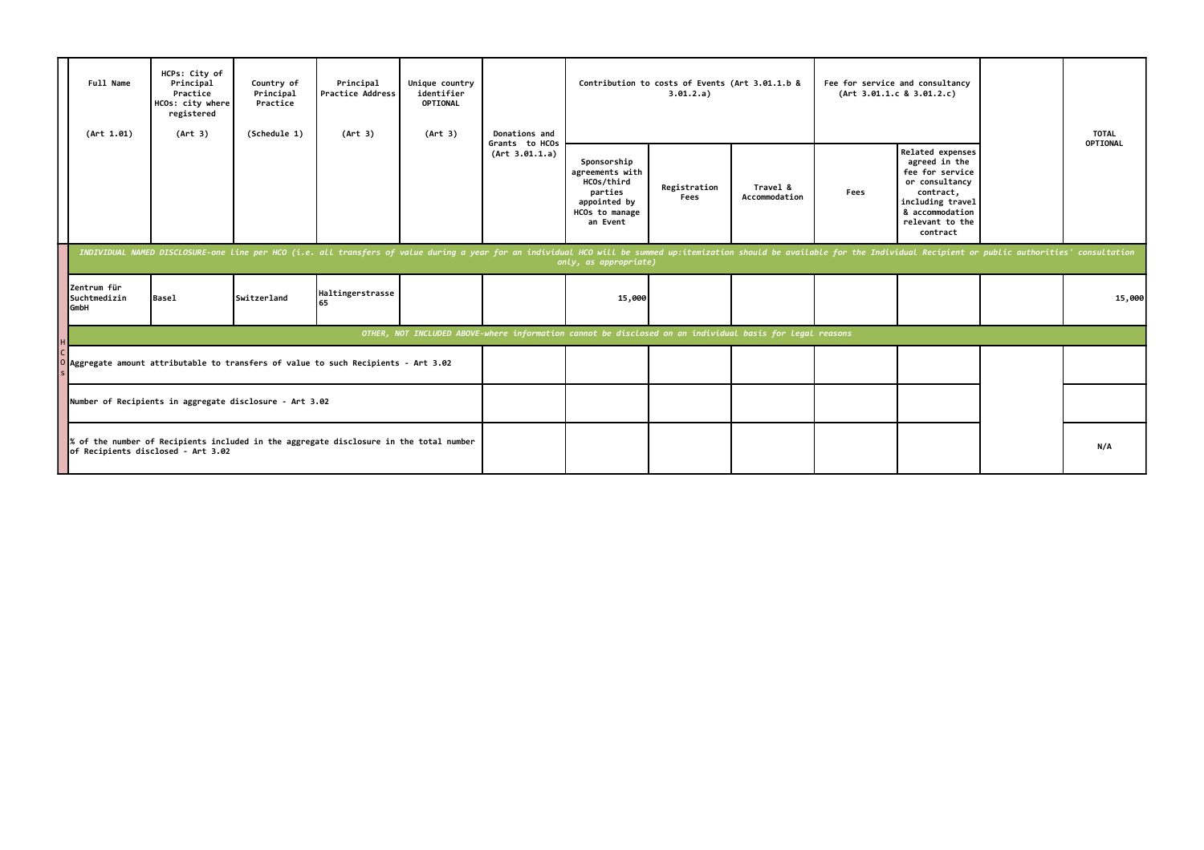| | Full Name (Art 1.01) | HCPs: City of Principal Practice HCOs: city where registered (Art 3) | Country of Principal Practice (Schedule 1) | Principal Practice Address (Art 3) | Unique country identifier OPTIONAL (Art 3) | Donations and Grants to HCOs (Art 3.01.1.a) | Contribution to costs of Events (Art 3.01.1.b & 3.01.2.a) | | | Fee for service and consultancy (Art 3.01.1.c & 3.01.2.c) | | | TOTAL OPTIONAL |
|---|---|---|---|---|---|---|---|---|---|---|---|---|---|
| | | | | | | | Sponsorship agreements with HCOs/third parties appointed by HCOs to manage an Event | Registration Fees | Travel & Accommodation | Fees | Related expenses agreed in the fee for service or consultancy contract, including travel & accommodation relevant to the contract | | |
| | *INDIVIDUAL NAMED DISCLOSURE-one line per HCO (i.e. all transfers of value during a year for an individual HCO will be summed up:itemization should be available for the Individual Recipient or public authorities' consultation only, as appropriate)* | | | | | | | | | | | | |
| | Zentrum für Suchtmedizin GmbH | Basel | Switzerland | Haltingerstrasse 65 | | | 15,000 | | | | | | 15,000 |
| HCOs | *OTHER, NOT INCLUDED ABOVE-where information cannot be disclosed on an individual basis for legal reasons* | | | | | | | | | | | | |
| | Aggregate amount attributable to transfers of value to such Recipients - Art 3.02 | | | | | | | | | | | | |
| | Number of Recipients in aggregate disclosure - Art 3.02 | | | | | | | | | | | | |
| | % of the number of Recipients included in the aggregate disclosure in the total number of Recipients disclosed - Art 3.02 | | | | | | | | | | | | N/A |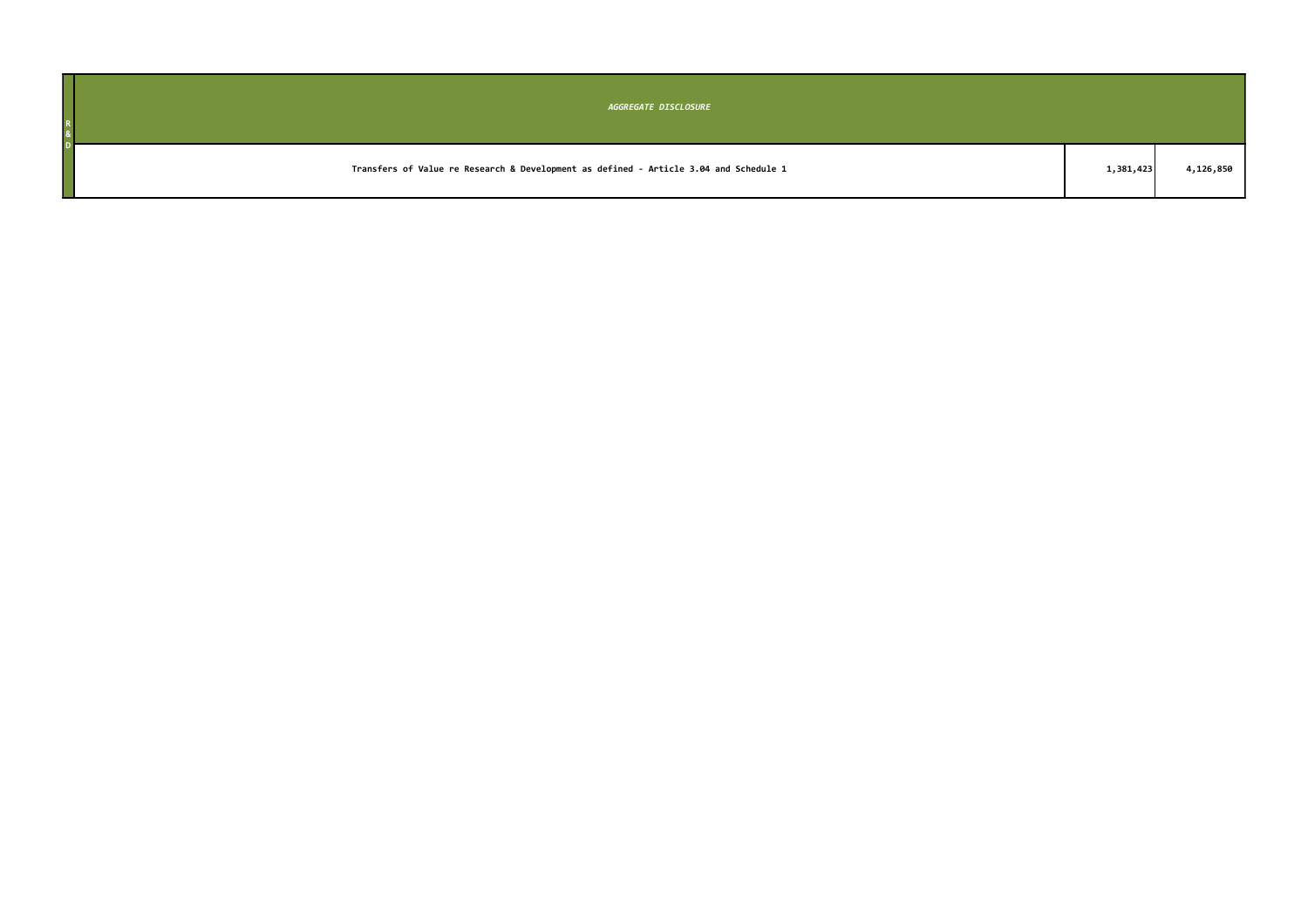| | | | |
|---|---|---|---|
| R & D | *AGGREGATE DISCLOSURE* | | |
| | **Transfers of Value re Research & Development as defined - Article 3.04 and Schedule 1** | **1,381,423** | **4,126,850** |